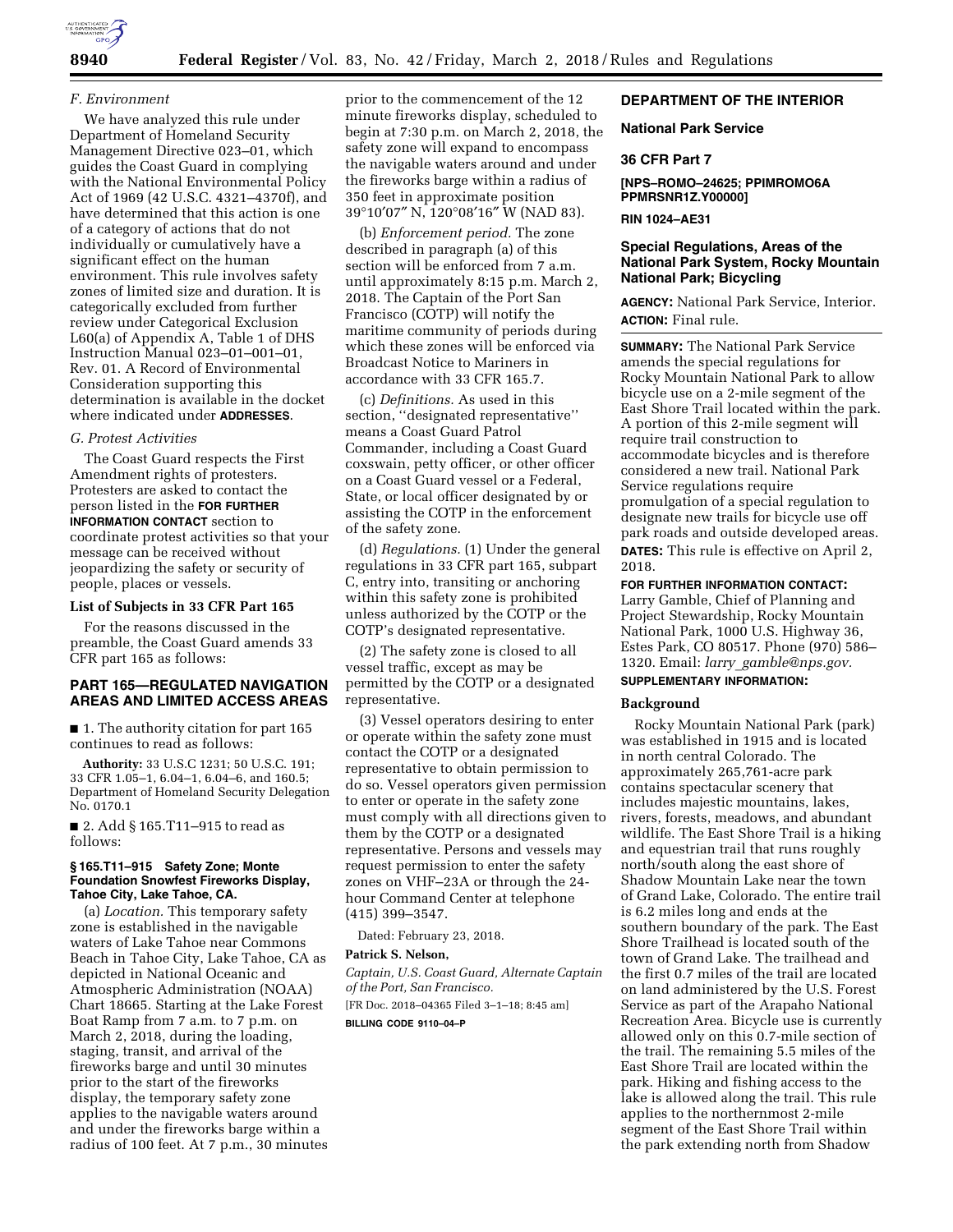### F. Environment

We have analyzed this rule under Department of Homeland Security Management Directive 023–01, which guides the Coast Guard in complying with the National Environmental Policy Act of 1969 (42 U.S.C. 4321–4370f), and have determined that this action is one of a category of actions that do not individually or cumulatively have a significant effect on the human environment. This rule involves safety zones of limited size and duration. It is categorically excluded from further review under Categorical Exclusion L60(a) of Appendix A, Table 1 of DHS Instruction Manual 023–001–01, Rev. 01. A Record of Environmental Consideration supporting this determination is available in the docket where indicated under **ADDRESSES**.

### G. Protest Activities

The Coast Guard respects the First Amendment rights of protesters. Protesters are asked to contact the person listed in the **FOR FURTHER INFORMATION CONTACT** section to coordinate protest activities so that your message can be received without jeopardizing the safety or security of people, places or vessels.

### List of Subjects in 33 CFR Part 165

For the reasons discussed in the preamble, the Coast Guard amends 33 CFR part 165 as follows:

## PART 165—REGULATED NAVIGATION AREAS AND LIMITED ACCESS AREAS

■ 1. The authority citation for part 165 continues to read as follows:

**Authority:** 33 U.S.C 1231; 50 U.S.C. 191; 33 CFR 1.05–1, 6.04–1, 6.04–6, and 160.5; Department of Homeland Security Delegation No. 0170.1

■ 2. Add § 165.T11–915 to read as follows:

#### § 165.T11–915 Safety Zone; Monte Foundation Snowfest Fireworks Display, Tahoe City, Lake Tahoe, CA.

(a) *Location.* This temporary safety zone is established in the navigable waters of Lake Tahoe near Commons Beach in Tahoe City, Lake Tahoe, CA as depicted in National Oceanic and Atmospheric Administration (NOAA) Chart 18665. Starting at the Lake Forest Boat Ramp from 7 a.m. to 7 p.m. on March 2, 2018, during the loading, staging, transit, and arrival of the fireworks barge and until 30 minutes prior to the start of the fireworks display, the temporary safety zone applies to the navigable waters around and under the fireworks barge within a radius of 100 feet. At 7 p.m., 30 minutes prior to the commencement of the 12 minute fireworks display, scheduled to begin at 7:30 p.m. on March 2, 2018, the safety zone will expand to encompass the navigable waters around and under the fireworks barge within a radius of 350 feet in approximate position 39°10′07″ N, 120°08′16″ W (NAD 83).

(b) *Enforcement period.* The zone described in paragraph (a) of this section will be enforced from 7 a.m. until approximately 8:15 p.m. March 2, 2018. The Captain of the Port San Francisco (COTP) will notify the maritime community of periods during which these zones will be enforced via Broadcast Notice to Mariners in accordance with 33 CFR 165.7.

(c) *Definitions.* As used in this section, ''designated representative'' means a Coast Guard Patrol Commander, including a Coast Guard coxswain, petty officer, or other officer on a Coast Guard vessel or a Federal, State, or local officer designated by or assisting the COTP in the enforcement of the safety zone.

(d) *Regulations.* (1) Under the general regulations in 33 CFR part 165, subpart C, entry into, transiting or anchoring within this safety zone is prohibited unless authorized by the COTP or the COTP's designated representative.

(2) The safety zone is closed to all vessel traffic, except as may be permitted by the COTP or a designated representative.

(3) Vessel operators desiring to enter or operate within the safety zone must contact the COTP or a designated representative to obtain permission to do so. Vessel operators given permission to enter or operate in the safety zone must comply with all directions given to them by the COTP or a designated representative. Persons and vessels may request permission to enter the safety zones on VHF–23A or through the 24-hour Command Center at telephone (415) 399–3547.

Dated: February 23, 2018.

**Patrick S. Nelson,**

*Captain, U.S. Coast Guard, Alternate Captain of the Port, San Francisco.*

[FR Doc. 2018–04365 Filed 3–1–18; 8:45 am]

**BILLING CODE 9110–04–P**

## DEPARTMENT OF THE INTERIOR

## National Park Service

## 36 CFR Part 7

**[NPS–ROMO–24625; PPIMROMO6A PPMRSNR1Z.Y00000]**

**RIN 1024–AE31**

## Special Regulations, Areas of the National Park System, Rocky Mountain National Park; Bicycling

**AGENCY:** National Park Service, Interior.

**ACTION:** Final rule.

**SUMMARY:** The National Park Service amends the special regulations for Rocky Mountain National Park to allow bicycle use on a 2-mile segment of the East Shore Trail located within the park. A portion of this 2-mile segment will require trail construction to accommodate bicycles and is therefore considered a new trail. National Park Service regulations require promulgation of a special regulation to designate new trails for bicycle use off park roads and outside developed areas.

**DATES:** This rule is effective on April 2, 2018.

**FOR FURTHER INFORMATION CONTACT:** Larry Gamble, Chief of Planning and Project Stewardship, Rocky Mountain National Park, 1000 U.S. Highway 36, Estes Park, CO 80517. Phone (970) 586–1320. Email: *larry_gamble@nps.gov.*

**SUPPLEMENTARY INFORMATION:**

### Background

Rocky Mountain National Park (park) was established in 1915 and is located in north central Colorado. The approximately 265,761-acre park contains spectacular scenery that includes majestic mountains, lakes, rivers, forests, meadows, and abundant wildlife. The East Shore Trail is a hiking and equestrian trail that runs roughly north/south along the east shore of Shadow Mountain Lake near the town of Grand Lake, Colorado. The entire trail is 6.2 miles long and ends at the southern boundary of the park. The East Shore Trailhead is located south of the town of Grand Lake. The trailhead and the first 0.7 miles of the trail are located on land administered by the U.S. Forest Service as part of the Arapaho National Recreation Area. Bicycle use is currently allowed only on this 0.7-mile section of the trail. The remaining 5.5 miles of the East Shore Trail are located within the park. Hiking and fishing access to the lake is allowed along the trail. This rule applies to the northernmost 2-mile segment of the East Shore Trail within the park extending north from Shadow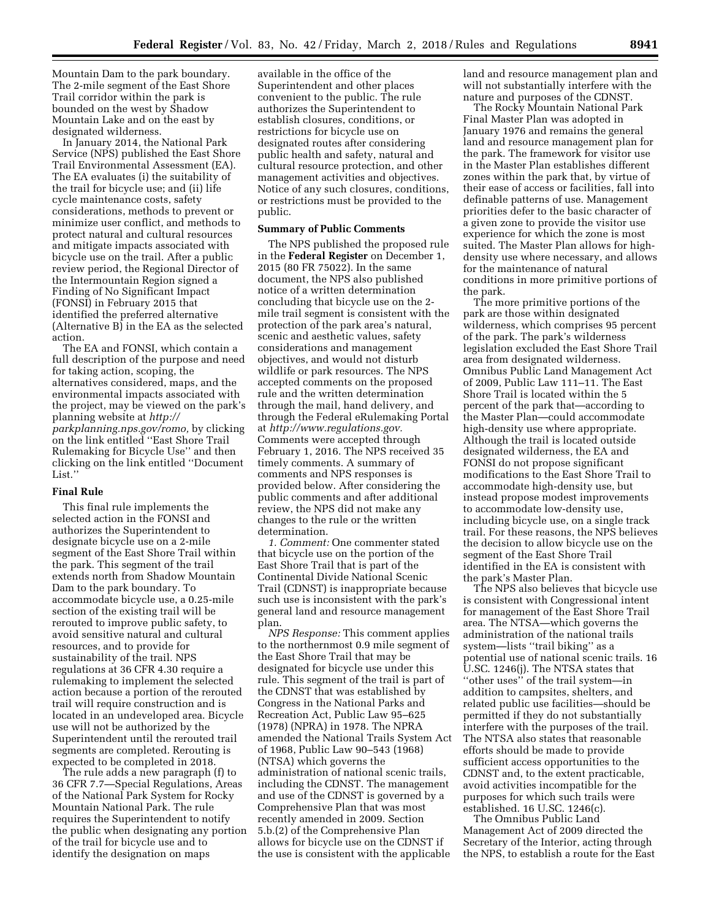Mountain Dam to the park boundary. The 2-mile segment of the East Shore Trail corridor within the park is bounded on the west by Shadow Mountain Lake and on the east by designated wilderness.

In January 2014, the National Park Service (NPS) published the East Shore Trail Environmental Assessment (EA). The EA evaluates (i) the suitability of the trail for bicycle use; and (ii) life cycle maintenance costs, safety considerations, methods to prevent or minimize user conflict, and methods to protect natural and cultural resources and mitigate impacts associated with bicycle use on the trail. After a public review period, the Regional Director of the Intermountain Region signed a Finding of No Significant Impact (FONSI) in February 2015 that identified the preferred alternative (Alternative B) in the EA as the selected action.

The EA and FONSI, which contain a full description of the purpose and need for taking action, scoping, the alternatives considered, maps, and the environmental impacts associated with the project, may be viewed on the park's planning website at *http://parkplanning.nps.gov/romo,* by clicking on the link entitled ''East Shore Trail Rulemaking for Bicycle Use'' and then clicking on the link entitled ''Document List.''

**Final Rule**

This final rule implements the selected action in the FONSI and authorizes the Superintendent to designate bicycle use on a 2-mile segment of the East Shore Trail within the park. This segment of the trail extends north from Shadow Mountain Dam to the park boundary. To accommodate bicycle use, a 0.25-mile section of the existing trail will be rerouted to improve public safety, to avoid sensitive natural and cultural resources, and to provide for sustainability of the trail. NPS regulations at 36 CFR 4.30 require a rulemaking to implement the selected action because a portion of the rerouted trail will require construction and is located in an undeveloped area. Bicycle use will not be authorized by the Superintendent until the rerouted trail segments are completed. Rerouting is expected to be completed in 2018.

The rule adds a new paragraph (f) to 36 CFR 7.7—Special Regulations, Areas of the National Park System for Rocky Mountain National Park. The rule requires the Superintendent to notify the public when designating any portion of the trail for bicycle use and to identify the designation on maps available in the office of the Superintendent and other places convenient to the public. The rule authorizes the Superintendent to establish closures, conditions, or restrictions for bicycle use on designated routes after considering public health and safety, natural and cultural resource protection, and other management activities and objectives. Notice of any such closures, conditions, or restrictions must be provided to the public.

**Summary of Public Comments**

The NPS published the proposed rule in the **Federal Register** on December 1, 2015 (80 FR 75022). In the same document, the NPS also published notice of a written determination concluding that bicycle use on the 2-mile trail segment is consistent with the protection of the park area's natural, scenic and aesthetic values, safety considerations and management objectives, and would not disturb wildlife or park resources. The NPS accepted comments on the proposed rule and the written determination through the mail, hand delivery, and through the Federal eRulemaking Portal at *http://www.regulations.gov.* Comments were accepted through February 1, 2016. The NPS received 35 timely comments. A summary of comments and NPS responses is provided below. After considering the public comments and after additional review, the NPS did not make any changes to the rule or the written determination.

*1. Comment:* One commenter stated that bicycle use on the portion of the East Shore Trail that is part of the Continental Divide National Scenic Trail (CDNST) is inappropriate because such use is inconsistent with the park's general land and resource management plan.

*NPS Response:* This comment applies to the northernmost 0.9 mile segment of the East Shore Trail that may be designated for bicycle use under this rule. This segment of the trail is part of the CDNST that was established by Congress in the National Parks and Recreation Act, Public Law 95–625 (1978) (NPRA) in 1978. The NPRA amended the National Trails System Act of 1968, Public Law 90–543 (1968) (NTSA) which governs the administration of national scenic trails, including the CDNST. The management and use of the CDNST is governed by a Comprehensive Plan that was most recently amended in 2009. Section 5.b.(2) of the Comprehensive Plan allows for bicycle use on the CDNST if the use is consistent with the applicable land and resource management plan and will not substantially interfere with the nature and purposes of the CDNST.

The Rocky Mountain National Park Final Master Plan was adopted in January 1976 and remains the general land and resource management plan for the park. The framework for visitor use in the Master Plan establishes different zones within the park that, by virtue of their ease of access or facilities, fall into definable patterns of use. Management priorities defer to the basic character of a given zone to provide the visitor use experience for which the zone is most suited. The Master Plan allows for high-density use where necessary, and allows for the maintenance of natural conditions in more primitive portions of the park.

The more primitive portions of the park are those within designated wilderness, which comprises 95 percent of the park. The park's wilderness legislation excluded the East Shore Trail area from designated wilderness. Omnibus Public Land Management Act of 2009, Public Law 111–11. The East Shore Trail is located within the 5 percent of the park that—according to the Master Plan—could accommodate high-density use where appropriate. Although the trail is located outside designated wilderness, the EA and FONSI do not propose significant modifications to the East Shore Trail to accommodate high-density use, but instead propose modest improvements to accommodate low-density use, including bicycle use, on a single track trail. For these reasons, the NPS believes the decision to allow bicycle use on the segment of the East Shore Trail identified in the EA is consistent with the park's Master Plan.

The NPS also believes that bicycle use is consistent with Congressional intent for management of the East Shore Trail area. The NTSA—which governs the administration of the national trails system—lists ''trail biking'' as a potential use of national scenic trails. 16 U.SC. 1246(j). The NTSA states that ''other uses'' of the trail system—in addition to campsites, shelters, and related public use facilities—should be permitted if they do not substantially interfere with the purposes of the trail. The NTSA also states that reasonable efforts should be made to provide sufficient access opportunities to the CDNST and, to the extent practicable, avoid activities incompatible for the purposes for which such trails were established. 16 U.SC. 1246(c).

The Omnibus Public Land Management Act of 2009 directed the Secretary of the Interior, acting through the NPS, to establish a route for the East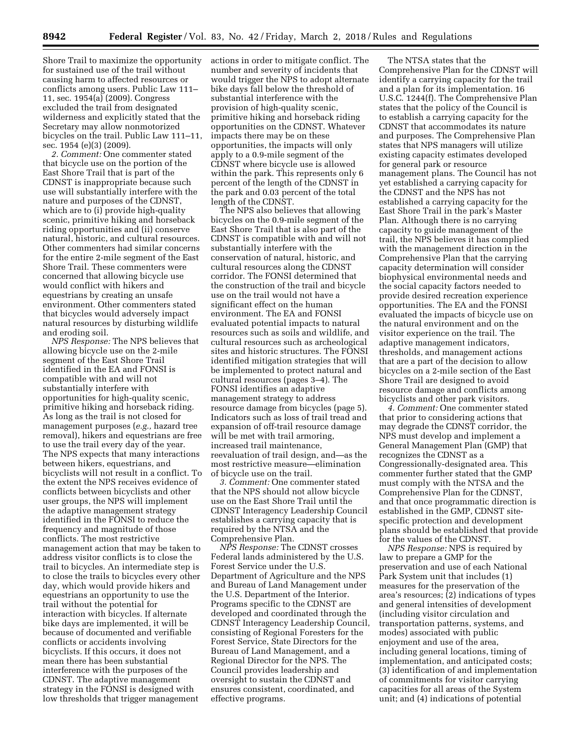Shore Trail to maximize the opportunity for sustained use of the trail without causing harm to affected resources or conflicts among users. Public Law 111–11, sec. 1954(a) (2009). Congress excluded the trail from designated wilderness and explicitly stated that the Secretary may allow nonmotorized bicycles on the trail. Public Law 111–11, sec. 1954 (e)(3) (2009).

*2. Comment:* One commenter stated that bicycle use on the portion of the East Shore Trail that is part of the CDNST is inappropriate because such use will substantially interfere with the nature and purposes of the CDNST, which are to (i) provide high-quality scenic, primitive hiking and horseback riding opportunities and (ii) conserve natural, historic, and cultural resources. Other commenters had similar concerns for the entire 2-mile segment of the East Shore Trail. These commenters were concerned that allowing bicycle use would conflict with hikers and equestrians by creating an unsafe environment. Other commenters stated that bicycles would adversely impact natural resources by disturbing wildlife and eroding soil.

*NPS Response:* The NPS believes that allowing bicycle use on the 2-mile segment of the East Shore Trail identified in the EA and FONSI is compatible with and will not substantially interfere with opportunities for high-quality scenic, primitive hiking and horseback riding. As long as the trail is not closed for management purposes (*e.g.,* hazard tree removal), hikers and equestrians are free to use the trail every day of the year. The NPS expects that many interactions between hikers, equestrians, and bicyclists will not result in a conflict. To the extent the NPS receives evidence of conflicts between bicyclists and other user groups, the NPS will implement the adaptive management strategy identified in the FONSI to reduce the frequency and magnitude of those conflicts. The most restrictive management action that may be taken to address visitor conflicts is to close the trail to bicycles. An intermediate step is to close the trails to bicycles every other day, which would provide hikers and equestrians an opportunity to use the trail without the potential for interaction with bicycles. If alternate bike days are implemented, it will be because of documented and verifiable conflicts or accidents involving bicyclists. If this occurs, it does not mean there has been substantial interference with the purposes of the CDNST. The adaptive management strategy in the FONSI is designed with low thresholds that trigger management actions in order to mitigate conflict. The number and severity of incidents that would trigger the NPS to adopt alternate bike days fall below the threshold of substantial interference with the provision of high-quality scenic, primitive hiking and horseback riding opportunities on the CDNST. Whatever impacts there may be on these opportunities, the impacts will only apply to a 0.9-mile segment of the CDNST where bicycle use is allowed within the park. This represents only 6 percent of the length of the CDNST in the park and 0.03 percent of the total length of the CDNST.

The NPS also believes that allowing bicycles on the 0.9-mile segment of the East Shore Trail that is also part of the CDNST is compatible with and will not substantially interfere with the conservation of natural, historic, and cultural resources along the CDNST corridor. The FONSI determined that the construction of the trail and bicycle use on the trail would not have a significant effect on the human environment. The EA and FONSI evaluated potential impacts to natural resources such as soils and wildlife, and cultural resources such as archeological sites and historic structures. The FONSI identified mitigation strategies that will be implemented to protect natural and cultural resources (pages 3–4). The FONSI identifies an adaptive management strategy to address resource damage from bicycles (page 5). Indicators such as loss of trail tread and expansion of off-trail resource damage will be met with trail armoring, increased trail maintenance, reevaluation of trail design, and—as the most restrictive measure—elimination of bicycle use on the trail.

*3. Comment:* One commenter stated that the NPS should not allow bicycle use on the East Shore Trail until the CDNST Interagency Leadership Council establishes a carrying capacity that is required by the NTSA and the Comprehensive Plan.

*NPS Response:* The CDNST crosses Federal lands administered by the U.S. Forest Service under the U.S. Department of Agriculture and the NPS and Bureau of Land Management under the U.S. Department of the Interior. Programs specific to the CDNST are developed and coordinated through the CDNST Interagency Leadership Council, consisting of Regional Foresters for the Forest Service, State Directors for the Bureau of Land Management, and a Regional Director for the NPS. The Council provides leadership and oversight to sustain the CDNST and ensures consistent, coordinated, and effective programs.

The NTSA states that the Comprehensive Plan for the CDNST will identify a carrying capacity for the trail and a plan for its implementation. 16 U.S.C. 1244(f). The Comprehensive Plan states that the policy of the Council is to establish a carrying capacity for the CDNST that accommodates its nature and purposes. The Comprehensive Plan states that NPS managers will utilize existing capacity estimates developed for general park or resource management plans. The Council has not yet established a carrying capacity for the CDNST and the NPS has not established a carrying capacity for the East Shore Trail in the park's Master Plan. Although there is no carrying capacity to guide management of the trail, the NPS believes it has complied with the management direction in the Comprehensive Plan that the carrying capacity determination will consider biophysical environmental needs and the social capacity factors needed to provide desired recreation experience opportunities. The EA and the FONSI evaluated the impacts of bicycle use on the natural environment and on the visitor experience on the trail. The adaptive management indicators, thresholds, and management actions that are a part of the decision to allow bicycles on a 2-mile section of the East Shore Trail are designed to avoid resource damage and conflicts among bicyclists and other park visitors.

*4. Comment:* One commenter stated that prior to considering actions that may degrade the CDNST corridor, the NPS must develop and implement a General Management Plan (GMP) that recognizes the CDNST as a Congressionally-designated area. This commenter further stated that the GMP must comply with the NTSA and the Comprehensive Plan for the CDNST, and that once programmatic direction is established in the GMP, CDNST site-specific protection and development plans should be established that provide for the values of the CDNST.

*NPS Response:* NPS is required by law to prepare a GMP for the preservation and use of each National Park System unit that includes (1) measures for the preservation of the area's resources; (2) indications of types and general intensities of development (including visitor circulation and transportation patterns, systems, and modes) associated with public enjoyment and use of the area, including general locations, timing of implementation, and anticipated costs; (3) identification of and implementation of commitments for visitor carrying capacities for all areas of the System unit; and (4) indications of potential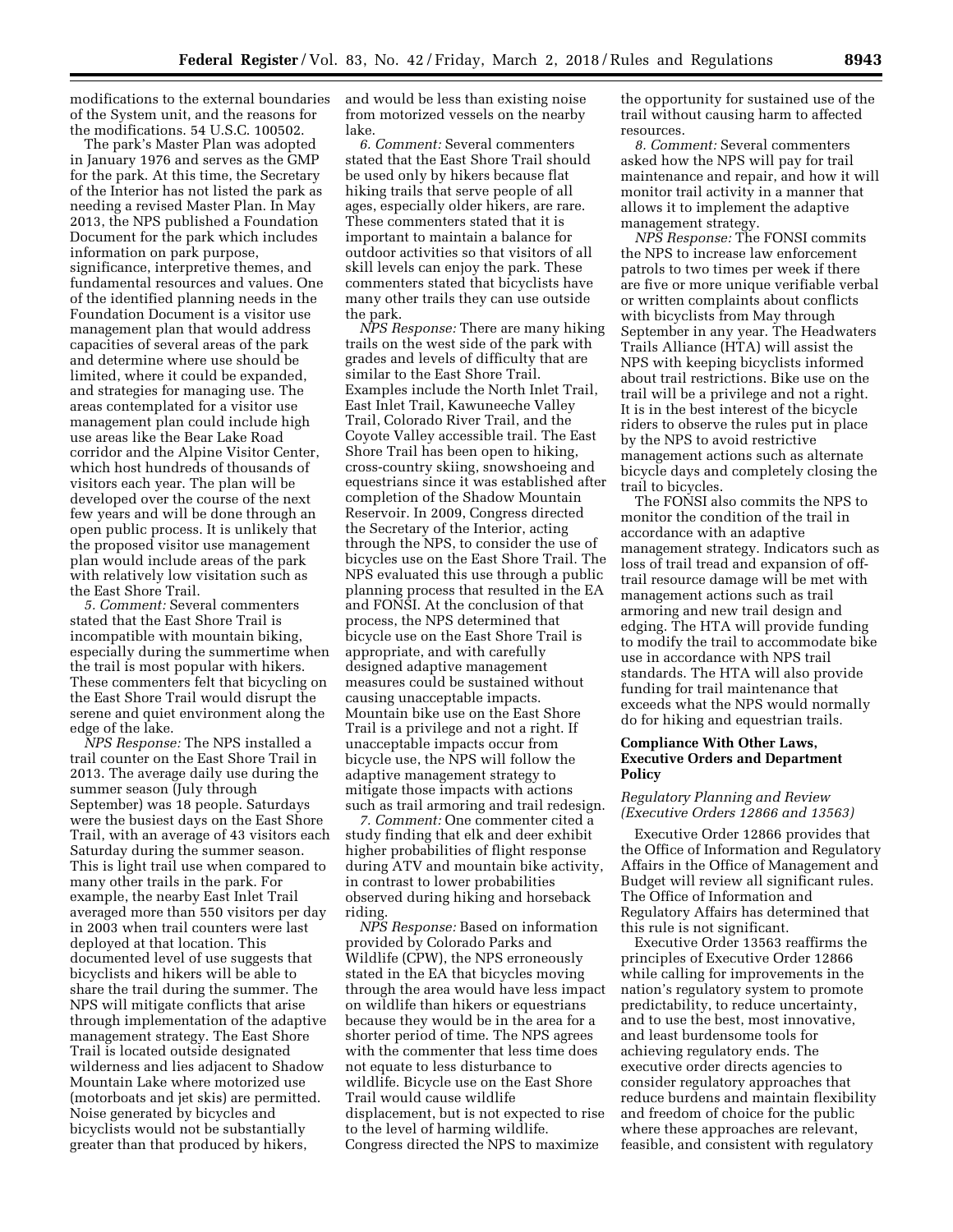modifications to the external boundaries of the System unit, and the reasons for the modifications. 54 U.S.C. 100502.

The park's Master Plan was adopted in January 1976 and serves as the GMP for the park. At this time, the Secretary of the Interior has not listed the park as needing a revised Master Plan. In May 2013, the NPS published a Foundation Document for the park which includes information on park purpose, significance, interpretive themes, and fundamental resources and values. One of the identified planning needs in the Foundation Document is a visitor use management plan that would address capacities of several areas of the park and determine where use should be limited, where it could be expanded, and strategies for managing use. The areas contemplated for a visitor use management plan could include high use areas like the Bear Lake Road corridor and the Alpine Visitor Center, which host hundreds of thousands of visitors each year. The plan will be developed over the course of the next few years and will be done through an open public process. It is unlikely that the proposed visitor use management plan would include areas of the park with relatively low visitation such as the East Shore Trail.

*5. Comment:* Several commenters stated that the East Shore Trail is incompatible with mountain biking, especially during the summertime when the trail is most popular with hikers. These commenters felt that bicycling on the East Shore Trail would disrupt the serene and quiet environment along the edge of the lake.

*NPS Response:* The NPS installed a trail counter on the East Shore Trail in 2013. The average daily use during the summer season (July through September) was 18 people. Saturdays were the busiest days on the East Shore Trail, with an average of 43 visitors each Saturday during the summer season. This is light trail use when compared to many other trails in the park. For example, the nearby East Inlet Trail averaged more than 550 visitors per day in 2003 when trail counters were last deployed at that location. This documented level of use suggests that bicyclists and hikers will be able to share the trail during the summer. The NPS will mitigate conflicts that arise through implementation of the adaptive management strategy. The East Shore Trail is located outside designated wilderness and lies adjacent to Shadow Mountain Lake where motorized use (motorboats and jet skis) are permitted. Noise generated by bicycles and bicyclists would not be substantially greater than that produced by hikers, and would be less than existing noise from motorized vessels on the nearby lake.

*6. Comment:* Several commenters stated that the East Shore Trail should be used only by hikers because flat hiking trails that serve people of all ages, especially older hikers, are rare. These commenters stated that it is important to maintain a balance for outdoor activities so that visitors of all skill levels can enjoy the park. These commenters stated that bicyclists have many other trails they can use outside the park.

*NPS Response:* There are many hiking trails on the west side of the park with grades and levels of difficulty that are similar to the East Shore Trail. Examples include the North Inlet Trail, East Inlet Trail, Kawuneeche Valley Trail, Colorado River Trail, and the Coyote Valley accessible trail. The East Shore Trail has been open to hiking, cross-country skiing, snowshoeing and equestrians since it was established after completion of the Shadow Mountain Reservoir. In 2009, Congress directed the Secretary of the Interior, acting through the NPS, to consider the use of bicycles use on the East Shore Trail. The NPS evaluated this use through a public planning process that resulted in the EA and FONSI. At the conclusion of that process, the NPS determined that bicycle use on the East Shore Trail is appropriate, and with carefully designed adaptive management measures could be sustained without causing unacceptable impacts. Mountain bike use on the East Shore Trail is a privilege and not a right. If unacceptable impacts occur from bicycle use, the NPS will follow the adaptive management strategy to mitigate those impacts with actions such as trail armoring and trail redesign.

*7. Comment:* One commenter cited a study finding that elk and deer exhibit higher probabilities of flight response during ATV and mountain bike activity, in contrast to lower probabilities observed during hiking and horseback riding.

*NPS Response:* Based on information provided by Colorado Parks and Wildlife (CPW), the NPS erroneously stated in the EA that bicycles moving through the area would have less impact on wildlife than hikers or equestrians because they would be in the area for a shorter period of time. The NPS agrees with the commenter that less time does not equate to less disturbance to wildlife. Bicycle use on the East Shore Trail would cause wildlife displacement, but is not expected to rise to the level of harming wildlife. Congress directed the NPS to maximize the opportunity for sustained use of the trail without causing harm to affected resources.

*8. Comment:* Several commenters asked how the NPS will pay for trail maintenance and repair, and how it will monitor trail activity in a manner that allows it to implement the adaptive management strategy.

*NPS Response:* The FONSI commits the NPS to increase law enforcement patrols to two times per week if there are five or more unique verifiable verbal or written complaints about conflicts with bicyclists from May through September in any year. The Headwaters Trails Alliance (HTA) will assist the NPS with keeping bicyclists informed about trail restrictions. Bike use on the trail will be a privilege and not a right. It is in the best interest of the bicycle riders to observe the rules put in place by the NPS to avoid restrictive management actions such as alternate bicycle days and completely closing the trail to bicycles.

The FONSI also commits the NPS to monitor the condition of the trail in accordance with an adaptive management strategy. Indicators such as loss of trail tread and expansion of off-trail resource damage will be met with management actions such as trail armoring and new trail design and edging. The HTA will provide funding to modify the trail to accommodate bike use in accordance with NPS trail standards. The HTA will also provide funding for trail maintenance that exceeds what the NPS would normally do for hiking and equestrian trails.

## Compliance With Other Laws, Executive Orders and Department Policy

### *Regulatory Planning and Review (Executive Orders 12866 and 13563)*

Executive Order 12866 provides that the Office of Information and Regulatory Affairs in the Office of Management and Budget will review all significant rules. The Office of Information and Regulatory Affairs has determined that this rule is not significant.

Executive Order 13563 reaffirms the principles of Executive Order 12866 while calling for improvements in the nation's regulatory system to promote predictability, to reduce uncertainty, and to use the best, most innovative, and least burdensome tools for achieving regulatory ends. The executive order directs agencies to consider regulatory approaches that reduce burdens and maintain flexibility and freedom of choice for the public where these approaches are relevant, feasible, and consistent with regulatory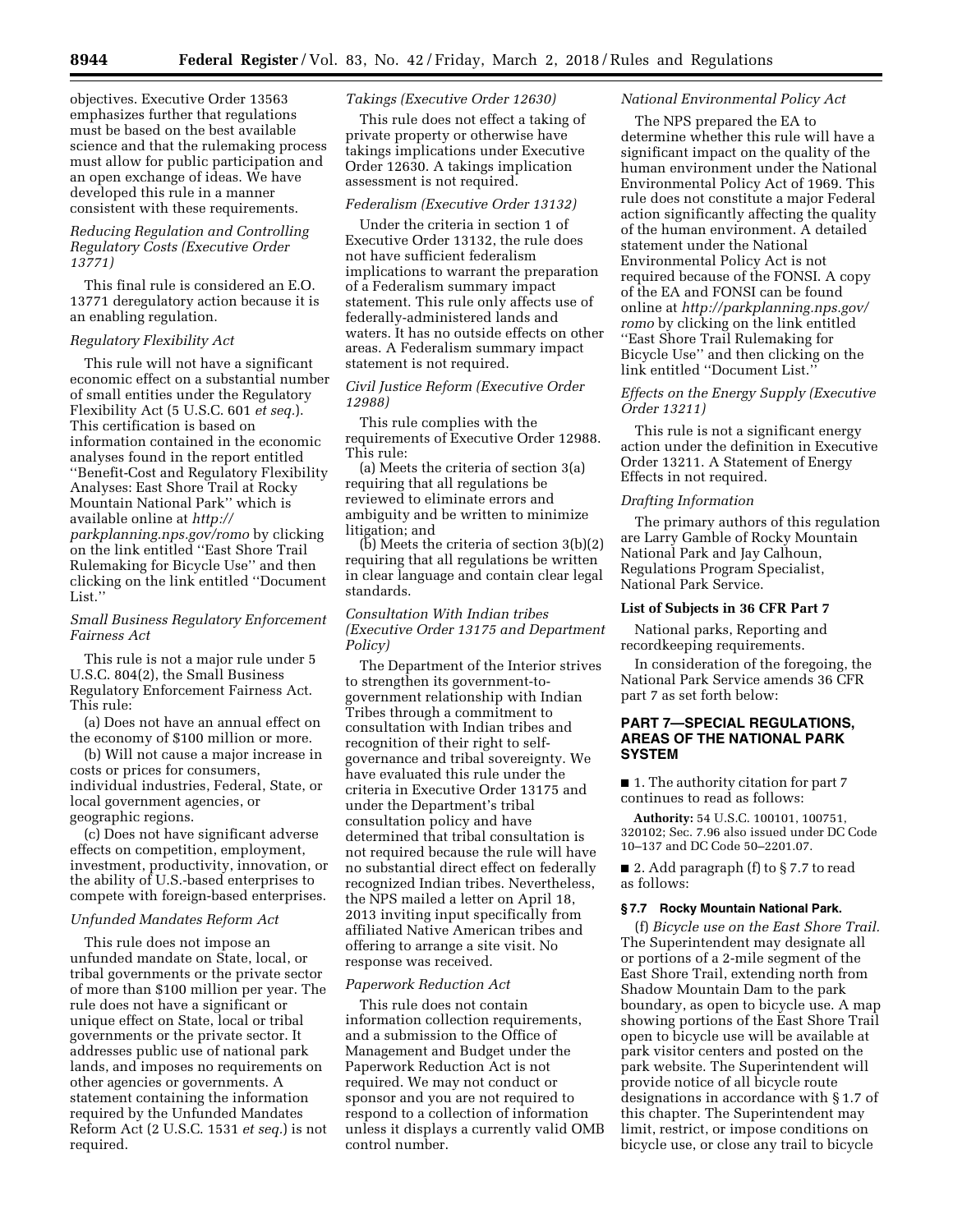objectives. Executive Order 13563 emphasizes further that regulations must be based on the best available science and that the rulemaking process must allow for public participation and an open exchange of ideas. We have developed this rule in a manner consistent with these requirements.

*Reducing Regulation and Controlling Regulatory Costs (Executive Order 13771)*

This final rule is considered an E.O. 13771 deregulatory action because it is an enabling regulation.

*Regulatory Flexibility Act*

This rule will not have a significant economic effect on a substantial number of small entities under the Regulatory Flexibility Act (5 U.S.C. 601 *et seq.*). This certification is based on information contained in the economic analyses found in the report entitled ''Benefit-Cost and Regulatory Flexibility Analyses: East Shore Trail at Rocky Mountain National Park'' which is available online at *http://parkplanning.nps.gov/romo* by clicking on the link entitled ''East Shore Trail Rulemaking for Bicycle Use'' and then clicking on the link entitled ''Document List.''

*Small Business Regulatory Enforcement Fairness Act*

This rule is not a major rule under 5 U.S.C. 804(2), the Small Business Regulatory Enforcement Fairness Act. This rule:

(a) Does not have an annual effect on the economy of $100 million or more.

(b) Will not cause a major increase in costs or prices for consumers, individual industries, Federal, State, or local government agencies, or geographic regions.

(c) Does not have significant adverse effects on competition, employment, investment, productivity, innovation, or the ability of U.S.-based enterprises to compete with foreign-based enterprises.

*Unfunded Mandates Reform Act*

This rule does not impose an unfunded mandate on State, local, or tribal governments or the private sector of more than $100 million per year. The rule does not have a significant or unique effect on State, local or tribal governments or the private sector. It addresses public use of national park lands, and imposes no requirements on other agencies or governments. A statement containing the information required by the Unfunded Mandates Reform Act (2 U.S.C. 1531 *et seq.*) is not required.

*Takings (Executive Order 12630)*

This rule does not effect a taking of private property or otherwise have takings implications under Executive Order 12630. A takings implication assessment is not required.

*Federalism (Executive Order 13132)*

Under the criteria in section 1 of Executive Order 13132, the rule does not have sufficient federalism implications to warrant the preparation of a Federalism summary impact statement. This rule only affects use of federally-administered lands and waters. It has no outside effects on other areas. A Federalism summary impact statement is not required.

*Civil Justice Reform (Executive Order 12988)*

This rule complies with the requirements of Executive Order 12988. This rule:

(a) Meets the criteria of section 3(a) requiring that all regulations be reviewed to eliminate errors and ambiguity and be written to minimize litigation; and

(b) Meets the criteria of section 3(b)(2) requiring that all regulations be written in clear language and contain clear legal standards.

*Consultation With Indian tribes (Executive Order 13175 and Department Policy)*

The Department of the Interior strives to strengthen its government-to-government relationship with Indian Tribes through a commitment to consultation with Indian tribes and recognition of their right to self-governance and tribal sovereignty. We have evaluated this rule under the criteria in Executive Order 13175 and under the Department's tribal consultation policy and have determined that tribal consultation is not required because the rule will have no substantial direct effect on federally recognized Indian tribes. Nevertheless, the NPS mailed a letter on April 18, 2013 inviting input specifically from affiliated Native American tribes and offering to arrange a site visit. No response was received.

*Paperwork Reduction Act*

This rule does not contain information collection requirements, and a submission to the Office of Management and Budget under the Paperwork Reduction Act is not required. We may not conduct or sponsor and you are not required to respond to a collection of information unless it displays a currently valid OMB control number.

*National Environmental Policy Act*

The NPS prepared the EA to determine whether this rule will have a significant impact on the quality of the human environment under the National Environmental Policy Act of 1969. This rule does not constitute a major Federal action significantly affecting the quality of the human environment. A detailed statement under the National Environmental Policy Act is not required because of the FONSI. A copy of the EA and FONSI can be found online at *http://parkplanning.nps.gov/romo* by clicking on the link entitled ''East Shore Trail Rulemaking for Bicycle Use'' and then clicking on the link entitled ''Document List.''

*Effects on the Energy Supply (Executive Order 13211)*

This rule is not a significant energy action under the definition in Executive Order 13211. A Statement of Energy Effects in not required.

*Drafting Information*

The primary authors of this regulation are Larry Gamble of Rocky Mountain National Park and Jay Calhoun, Regulations Program Specialist, National Park Service.

**List of Subjects in 36 CFR Part 7**

National parks, Reporting and recordkeeping requirements.

In consideration of the foregoing, the National Park Service amends 36 CFR part 7 as set forth below:

## PART 7—SPECIAL REGULATIONS, AREAS OF THE NATIONAL PARK SYSTEM

■ 1. The authority citation for part 7 continues to read as follows:

**Authority:** 54 U.S.C. 100101, 100751, 320102; Sec. 7.96 also issued under DC Code 10–137 and DC Code 50–2201.07.

■ 2. Add paragraph (f) to § 7.7 to read as follows:

**§ 7.7 Rocky Mountain National Park.**

(f) *Bicycle use on the East Shore Trail.* The Superintendent may designate all or portions of a 2-mile segment of the East Shore Trail, extending north from Shadow Mountain Dam to the park boundary, as open to bicycle use. A map showing portions of the East Shore Trail open to bicycle use will be available at park visitor centers and posted on the park website. The Superintendent will provide notice of all bicycle route designations in accordance with § 1.7 of this chapter. The Superintendent may limit, restrict, or impose conditions on bicycle use, or close any trail to bicycle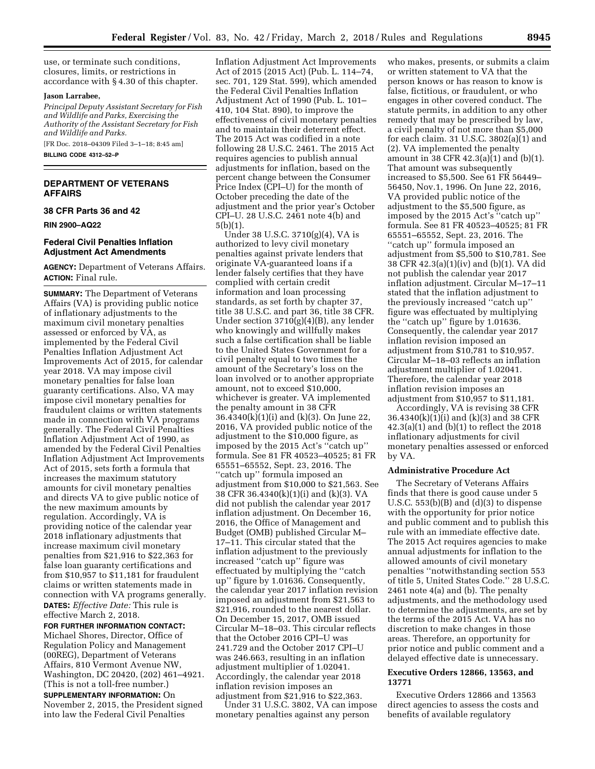use, or terminate such conditions, closures, limits, or restrictions in accordance with § 4.30 of this chapter.

**Jason Larrabee,**

*Principal Deputy Assistant Secretary for Fish and Wildlife and Parks, Exercising the Authority of the Assistant Secretary for Fish and Wildlife and Parks.*

[FR Doc. 2018–04309 Filed 3–1–18; 8:45 am]

**BILLING CODE 4312–52–P**

## DEPARTMENT OF VETERANS AFFAIRS

### 38 CFR Parts 36 and 42

**RIN 2900–AQ22**

### Federal Civil Penalties Inflation Adjustment Act Amendments

**AGENCY:** Department of Veterans Affairs.

**ACTION:** Final rule.

**SUMMARY:** The Department of Veterans Affairs (VA) is providing public notice of inflationary adjustments to the maximum civil monetary penalties assessed or enforced by VA, as implemented by the Federal Civil Penalties Inflation Adjustment Act Improvements Act of 2015, for calendar year 2018. VA may impose civil monetary penalties for false loan guaranty certifications. Also, VA may impose civil monetary penalties for fraudulent claims or written statements made in connection with VA programs generally. The Federal Civil Penalties Inflation Adjustment Act of 1990, as amended by the Federal Civil Penalties Inflation Adjustment Act Improvements Act of 2015, sets forth a formula that increases the maximum statutory amounts for civil monetary penalties and directs VA to give public notice of the new maximum amounts by regulation. Accordingly, VA is providing notice of the calendar year 2018 inflationary adjustments that increase maximum civil monetary penalties from $21,916 to $22,363 for false loan guaranty certifications and from $10,957 to $11,181 for fraudulent claims or written statements made in connection with VA programs generally.

**DATES:** *Effective Date:* This rule is effective March 2, 2018.

**FOR FURTHER INFORMATION CONTACT:** Michael Shores, Director, Office of Regulation Policy and Management (00REG), Department of Veterans Affairs, 810 Vermont Avenue NW, Washington, DC 20420, (202) 461–4921. (This is not a toll-free number.)

**SUPPLEMENTARY INFORMATION:** On November 2, 2015, the President signed into law the Federal Civil Penalties Inflation Adjustment Act Improvements Act of 2015 (2015 Act) (Pub. L. 114–74, sec. 701, 129 Stat. 599), which amended the Federal Civil Penalties Inflation Adjustment Act of 1990 (Pub. L. 101–410, 104 Stat. 890), to improve the effectiveness of civil monetary penalties and to maintain their deterrent effect. The 2015 Act was codified in a note following 28 U.S.C. 2461. The 2015 Act requires agencies to publish annual adjustments for inflation, based on the percent change between the Consumer Price Index (CPI–U) for the month of October preceding the date of the adjustment and the prior year's October CPI–U. 28 U.S.C. 2461 note 4(b) and 5(b)(1).

Under 38 U.S.C. 3710(g)(4), VA is authorized to levy civil monetary penalties against private lenders that originate VA-guaranteed loans if a lender falsely certifies that they have complied with certain credit information and loan processing standards, as set forth by chapter 37, title 38 U.S.C. and part 36, title 38 CFR. Under section 3710(g)(4)(B), any lender who knowingly and willfully makes such a false certification shall be liable to the United States Government for a civil penalty equal to two times the amount of the Secretary's loss on the loan involved or to another appropriate amount, not to exceed $10,000, whichever is greater. VA implemented the penalty amount in 38 CFR 36.4340(k)(1)(i) and (k)(3). On June 22, 2016, VA provided public notice of the adjustment to the $10,000 figure, as imposed by the 2015 Act's "catch up" formula. See 81 FR 40523–40525; 81 FR 65551–65552, Sept. 23, 2016. The "catch up" formula imposed an adjustment from $10,000 to $21,563. See 38 CFR 36.4340(k)(1)(i) and (k)(3). VA did not publish the calendar year 2017 inflation adjustment. On December 16, 2016, the Office of Management and Budget (OMB) published Circular M–17–11. This circular stated that the inflation adjustment to the previously increased "catch up" figure was effectuated by multiplying the "catch up" figure by 1.01636. Consequently, the calendar year 2017 inflation revision imposed an adjustment from $21,563 to $21,916, rounded to the nearest dollar. On December 15, 2017, OMB issued Circular M–18–03. This circular reflects that the October 2016 CPI–U was 241.729 and the October 2017 CPI–U was 246.663, resulting in an inflation adjustment multiplier of 1.02041. Accordingly, the calendar year 2018 inflation revision imposes an adjustment from $21,916 to $22,363.

Under 31 U.S.C. 3802, VA can impose monetary penalties against any person who makes, presents, or submits a claim or written statement to VA that the person knows or has reason to know is false, fictitious, or fraudulent, or who engages in other covered conduct. The statute permits, in addition to any other remedy that may be prescribed by law, a civil penalty of not more than $5,000 for each claim. 31 U.S.C. 3802(a)(1) and (2). VA implemented the penalty amount in 38 CFR 42.3(a)(1) and (b)(1). That amount was subsequently increased to $5,500. See 61 FR 56449–56450, Nov.1, 1996. On June 22, 2016, VA provided public notice of the adjustment to the $5,500 figure, as imposed by the 2015 Act's "catch up" formula. See 81 FR 40523–40525; 81 FR 65551–65552, Sept. 23, 2016. The "catch up" formula imposed an adjustment from $5,500 to $10,781. See 38 CFR 42.3(a)(1)(iv) and (b)(1). VA did not publish the calendar year 2017 inflation adjustment. Circular M–17–11 stated that the inflation adjustment to the previously increased "catch up" figure was effectuated by multiplying the "catch up" figure by 1.01636. Consequently, the calendar year 2017 inflation revision imposed an adjustment from $10,781 to $10,957. Circular M–18–03 reflects an inflation adjustment multiplier of 1.02041. Therefore, the calendar year 2018 inflation revision imposes an adjustment from $10,957 to $11,181.

Accordingly, VA is revising 38 CFR 36.4340(k)(1)(i) and (k)(3) and 38 CFR 42.3(a)(1) and (b)(1) to reflect the 2018 inflationary adjustments for civil monetary penalties assessed or enforced by VA.

#### Administrative Procedure Act

The Secretary of Veterans Affairs finds that there is good cause under 5 U.S.C. 553(b)(B) and (d)(3) to dispense with the opportunity for prior notice and public comment and to publish this rule with an immediate effective date. The 2015 Act requires agencies to make annual adjustments for inflation to the allowed amounts of civil monetary penalties "notwithstanding section 553 of title 5, United States Code." 28 U.S.C. 2461 note 4(a) and (b). The penalty adjustments, and the methodology used to determine the adjustments, are set by the terms of the 2015 Act. VA has no discretion to make changes in those areas. Therefore, an opportunity for prior notice and public comment and a delayed effective date is unnecessary.

#### Executive Orders 12866, 13563, and 13771

Executive Orders 12866 and 13563 direct agencies to assess the costs and benefits of available regulatory